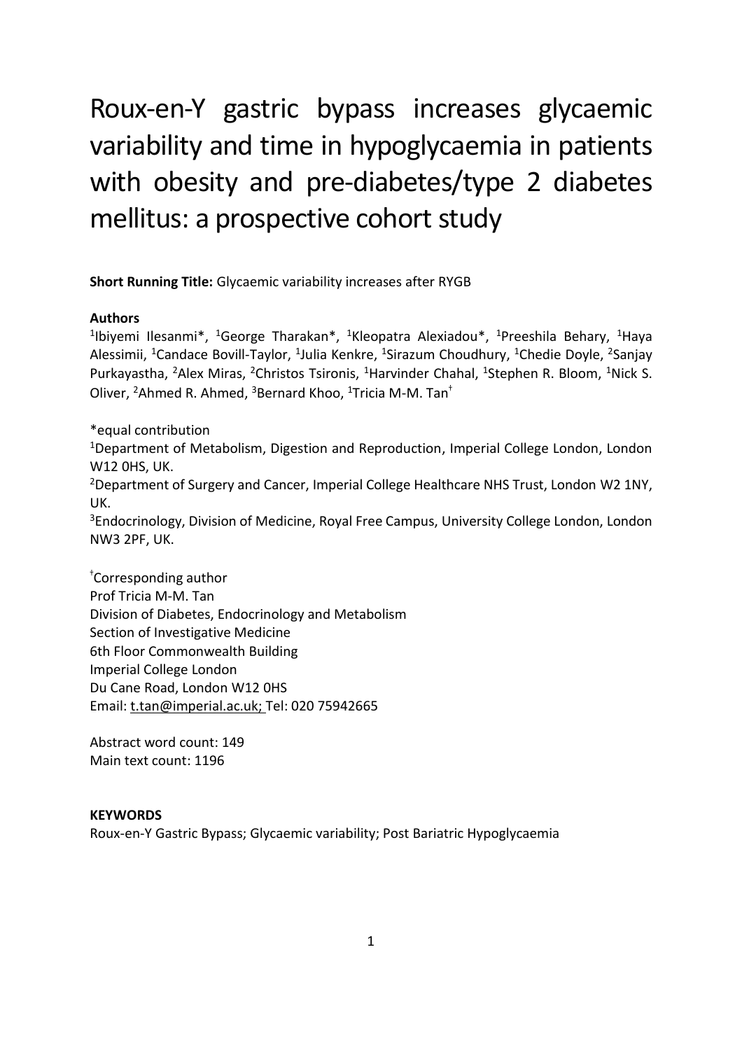# Roux-en-Y gastric bypass increases glycaemic variability and time in hypoglycaemia in patients with obesity and pre-diabetes/type 2 diabetes mellitus: a prospective cohort study

**Short Running Title:** Glycaemic variability increases after RYGB

**Authors**

[1]Ibiyemi Ilesanmi*, [1]George Tharakan*, [1]Kleopatra Alexiadou*, [1]Preeshila Behary, [1]Haya Alessimii, [1]Candace Bovill-Taylor, [1]Julia Kenkre, [1]Sirazum Choudhury, [1]Chedie Doyle, [2]Sanjay Purkayastha, [2]Alex Miras, [2]Christos Tsironis, [1]Harvinder Chahal, [1]Stephen R. Bloom, [1]Nick S. Oliver, [2]Ahmed R. Ahmed, [3]Bernard Khoo, [1]Tricia M-M. Tan[†]

*equal contribution

[1]Department of Metabolism, Digestion and Reproduction, Imperial College London, London W12 0HS, UK.

[2]Department of Surgery and Cancer, Imperial College Healthcare NHS Trust, London W2 1NY, UK.

[3]Endocrinology, Division of Medicine, Royal Free Campus, University College London, London NW3 2PF, UK.

[†]Corresponding author
Prof Tricia M-M. Tan
Division of Diabetes, Endocrinology and Metabolism
Section of Investigative Medicine
6th Floor Commonwealth Building
Imperial College London
Du Cane Road, London W12 0HS
Email: t.tan@imperial.ac.uk; Tel: 020 75942665

Abstract word count: 149
Main text count: 1196

**KEYWORDS**

Roux-en-Y Gastric Bypass; Glycaemic variability; Post Bariatric Hypoglycaemia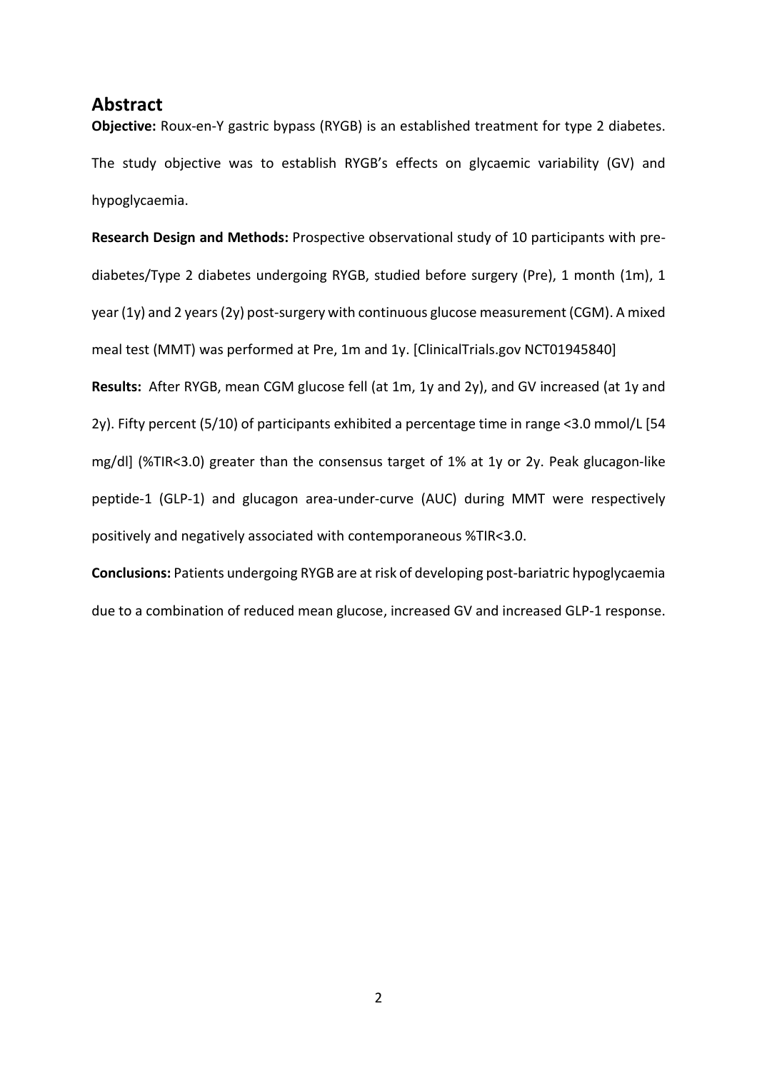## Abstract

**Objective:** Roux-en-Y gastric bypass (RYGB) is an established treatment for type 2 diabetes. The study objective was to establish RYGB's effects on glycaemic variability (GV) and hypoglycaemia.

**Research Design and Methods:** Prospective observational study of 10 participants with pre-diabetes/Type 2 diabetes undergoing RYGB, studied before surgery (Pre), 1 month (1m), 1 year (1y) and 2 years (2y) post-surgery with continuous glucose measurement (CGM). A mixed meal test (MMT) was performed at Pre, 1m and 1y. [ClinicalTrials.gov NCT01945840]

**Results:** After RYGB, mean CGM glucose fell (at 1m, 1y and 2y), and GV increased (at 1y and 2y). Fifty percent (5/10) of participants exhibited a percentage time in range <3.0 mmol/L [54 mg/dl] (%TIR<3.0) greater than the consensus target of 1% at 1y or 2y. Peak glucagon-like peptide-1 (GLP-1) and glucagon area-under-curve (AUC) during MMT were respectively positively and negatively associated with contemporaneous %TIR<3.0.

**Conclusions:** Patients undergoing RYGB are at risk of developing post-bariatric hypoglycaemia due to a combination of reduced mean glucose, increased GV and increased GLP-1 response.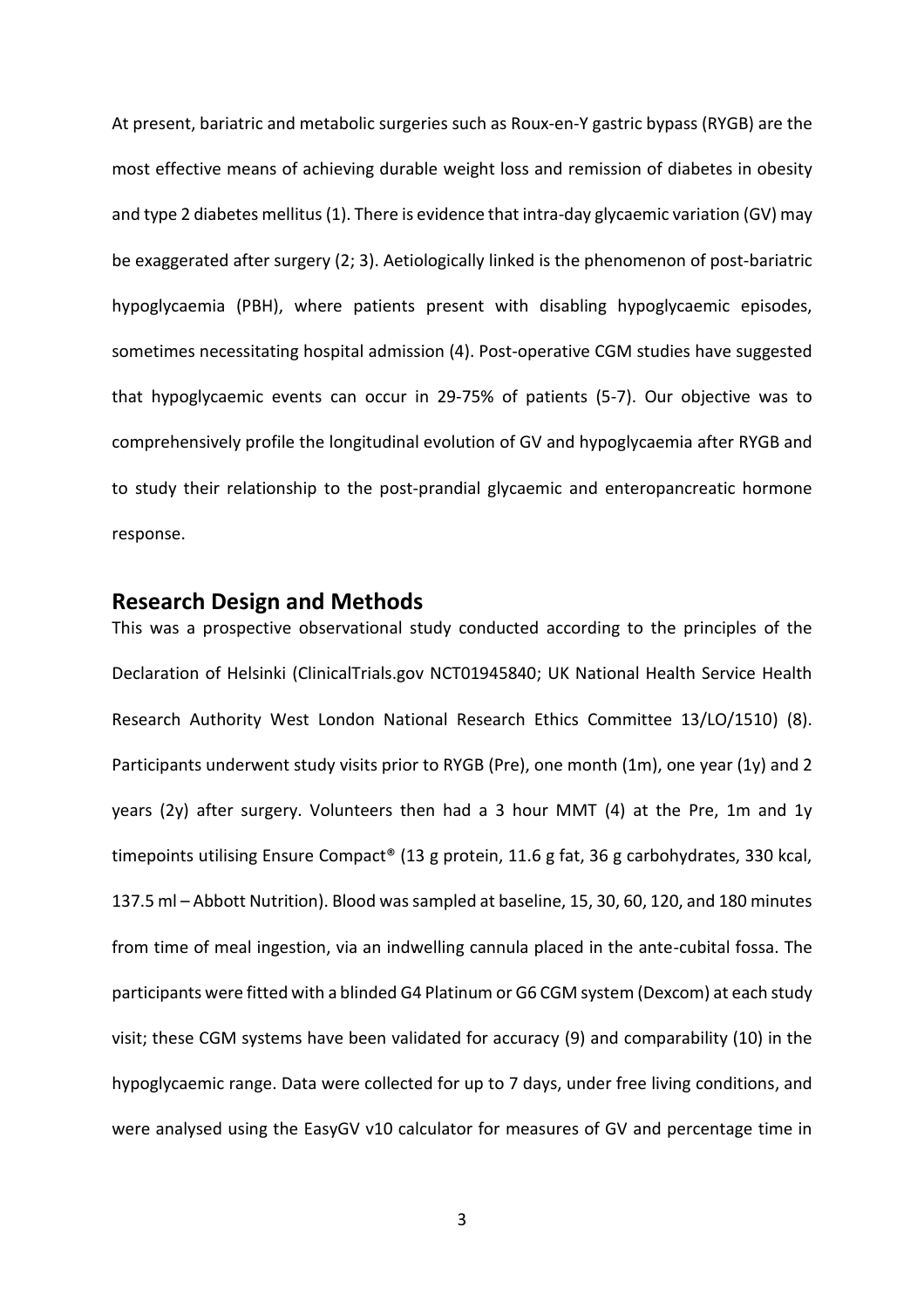At present, bariatric and metabolic surgeries such as Roux-en-Y gastric bypass (RYGB) are the most effective means of achieving durable weight loss and remission of diabetes in obesity and type 2 diabetes mellitus (1). There is evidence that intra-day glycaemic variation (GV) may be exaggerated after surgery (2; 3). Aetiologically linked is the phenomenon of post-bariatric hypoglycaemia (PBH), where patients present with disabling hypoglycaemic episodes, sometimes necessitating hospital admission (4). Post-operative CGM studies have suggested that hypoglycaemic events can occur in 29-75% of patients (5-7). Our objective was to comprehensively profile the longitudinal evolution of GV and hypoglycaemia after RYGB and to study their relationship to the post-prandial glycaemic and enteropancreatic hormone response.

## Research Design and Methods

This was a prospective observational study conducted according to the principles of the Declaration of Helsinki (ClinicalTrials.gov NCT01945840; UK National Health Service Health Research Authority West London National Research Ethics Committee 13/LO/1510) (8). Participants underwent study visits prior to RYGB (Pre), one month (1m), one year (1y) and 2 years (2y) after surgery. Volunteers then had a 3 hour MMT (4) at the Pre, 1m and 1y timepoints utilising Ensure Compact® (13 g protein, 11.6 g fat, 36 g carbohydrates, 330 kcal, 137.5 ml – Abbott Nutrition). Blood was sampled at baseline, 15, 30, 60, 120, and 180 minutes from time of meal ingestion, via an indwelling cannula placed in the ante-cubital fossa. The participants were fitted with a blinded G4 Platinum or G6 CGM system (Dexcom) at each study visit; these CGM systems have been validated for accuracy (9) and comparability (10) in the hypoglycaemic range. Data were collected for up to 7 days, under free living conditions, and were analysed using the EasyGV v10 calculator for measures of GV and percentage time in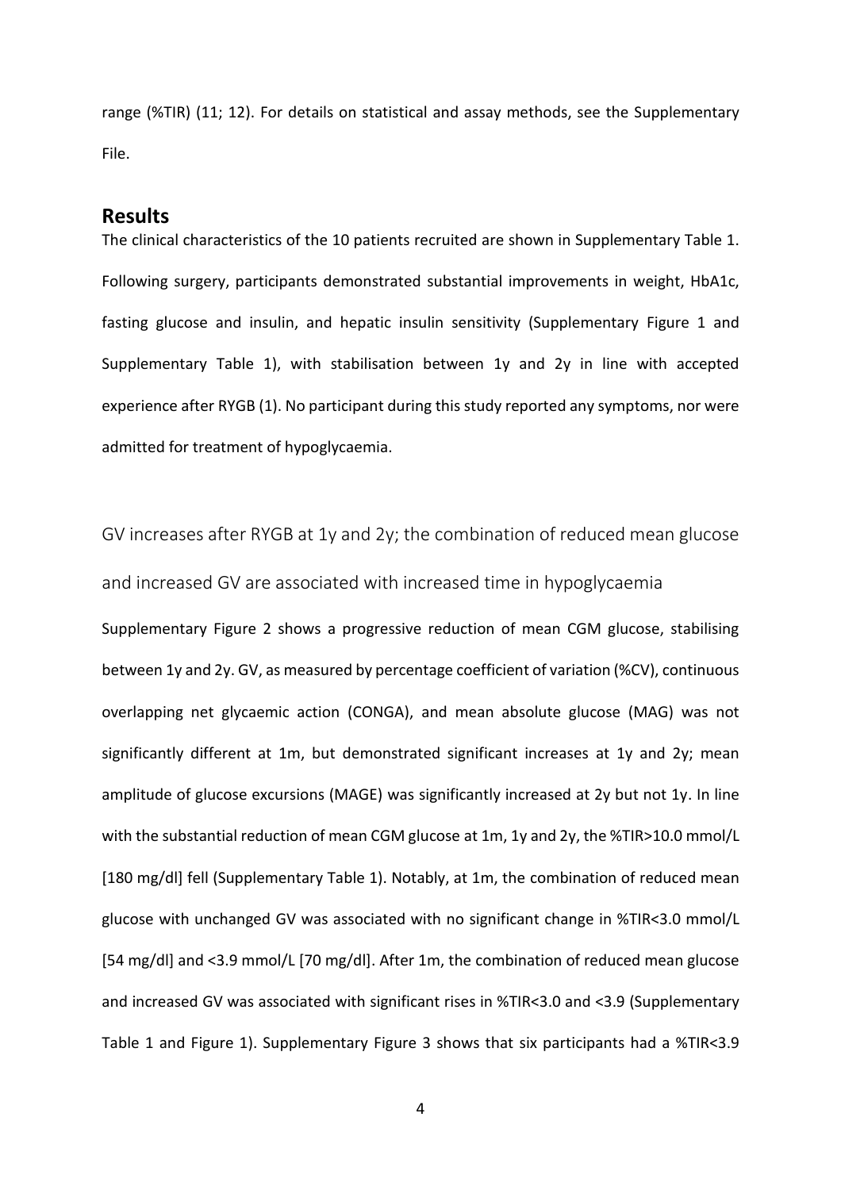range (%TIR) (11; 12). For details on statistical and assay methods, see the Supplementary File.

## Results

The clinical characteristics of the 10 patients recruited are shown in Supplementary Table 1. Following surgery, participants demonstrated substantial improvements in weight, HbA1c, fasting glucose and insulin, and hepatic insulin sensitivity (Supplementary Figure 1 and Supplementary Table 1), with stabilisation between 1y and 2y in line with accepted experience after RYGB (1). No participant during this study reported any symptoms, nor were admitted for treatment of hypoglycaemia.

### GV increases after RYGB at 1y and 2y; the combination of reduced mean glucose and increased GV are associated with increased time in hypoglycaemia

Supplementary Figure 2 shows a progressive reduction of mean CGM glucose, stabilising between 1y and 2y. GV, as measured by percentage coefficient of variation (%CV), continuous overlapping net glycaemic action (CONGA), and mean absolute glucose (MAG) was not significantly different at 1m, but demonstrated significant increases at 1y and 2y; mean amplitude of glucose excursions (MAGE) was significantly increased at 2y but not 1y. In line with the substantial reduction of mean CGM glucose at 1m, 1y and 2y, the %TIR>10.0 mmol/L [180 mg/dl] fell (Supplementary Table 1). Notably, at 1m, the combination of reduced mean glucose with unchanged GV was associated with no significant change in %TIR<3.0 mmol/L [54 mg/dl] and <3.9 mmol/L [70 mg/dl]. After 1m, the combination of reduced mean glucose and increased GV was associated with significant rises in %TIR<3.0 and <3.9 (Supplementary Table 1 and Figure 1). Supplementary Figure 3 shows that six participants had a %TIR<3.9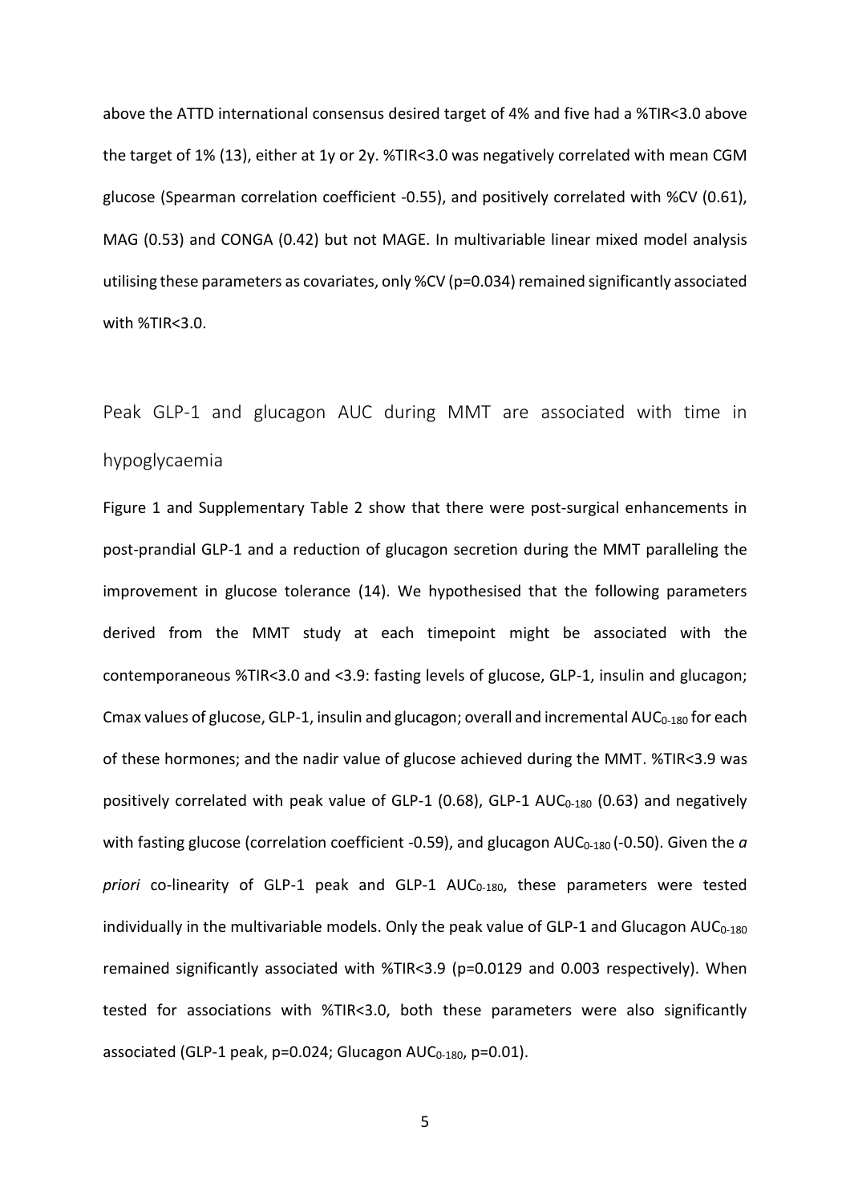above the ATTD international consensus desired target of 4% and five had a %TIR<3.0 above the target of 1% (13), either at 1y or 2y. %TIR<3.0 was negatively correlated with mean CGM glucose (Spearman correlation coefficient -0.55), and positively correlated with %CV (0.61), MAG (0.53) and CONGA (0.42) but not MAGE. In multivariable linear mixed model analysis utilising these parameters as covariates, only %CV (p=0.034) remained significantly associated with %TIR<3.0.

## Peak GLP-1 and glucagon AUC during MMT are associated with time in hypoglycaemia

Figure 1 and Supplementary Table 2 show that there were post-surgical enhancements in post-prandial GLP-1 and a reduction of glucagon secretion during the MMT paralleling the improvement in glucose tolerance (14). We hypothesised that the following parameters derived from the MMT study at each timepoint might be associated with the contemporaneous %TIR<3.0 and <3.9: fasting levels of glucose, GLP-1, insulin and glucagon; Cmax values of glucose, GLP-1, insulin and glucagon; overall and incremental $AUC_{0\text{-}180}$ for each of these hormones; and the nadir value of glucose achieved during the MMT. %TIR<3.9 was positively correlated with peak value of GLP-1 (0.68), GLP-1 $AUC_{0\text{-}180}$ (0.63) and negatively with fasting glucose (correlation coefficient -0.59), and glucagon $AUC_{0\text{-}180}$ (-0.50). Given the *a priori* co-linearity of GLP-1 peak and GLP-1 $AUC_{0\text{-}180}$, these parameters were tested individually in the multivariable models. Only the peak value of GLP-1 and Glucagon $AUC_{0\text{-}180}$ remained significantly associated with %TIR<3.9 (p=0.0129 and 0.003 respectively). When tested for associations with %TIR<3.0, both these parameters were also significantly associated (GLP-1 peak, p=0.024; Glucagon $AUC_{0\text{-}180}$, p=0.01).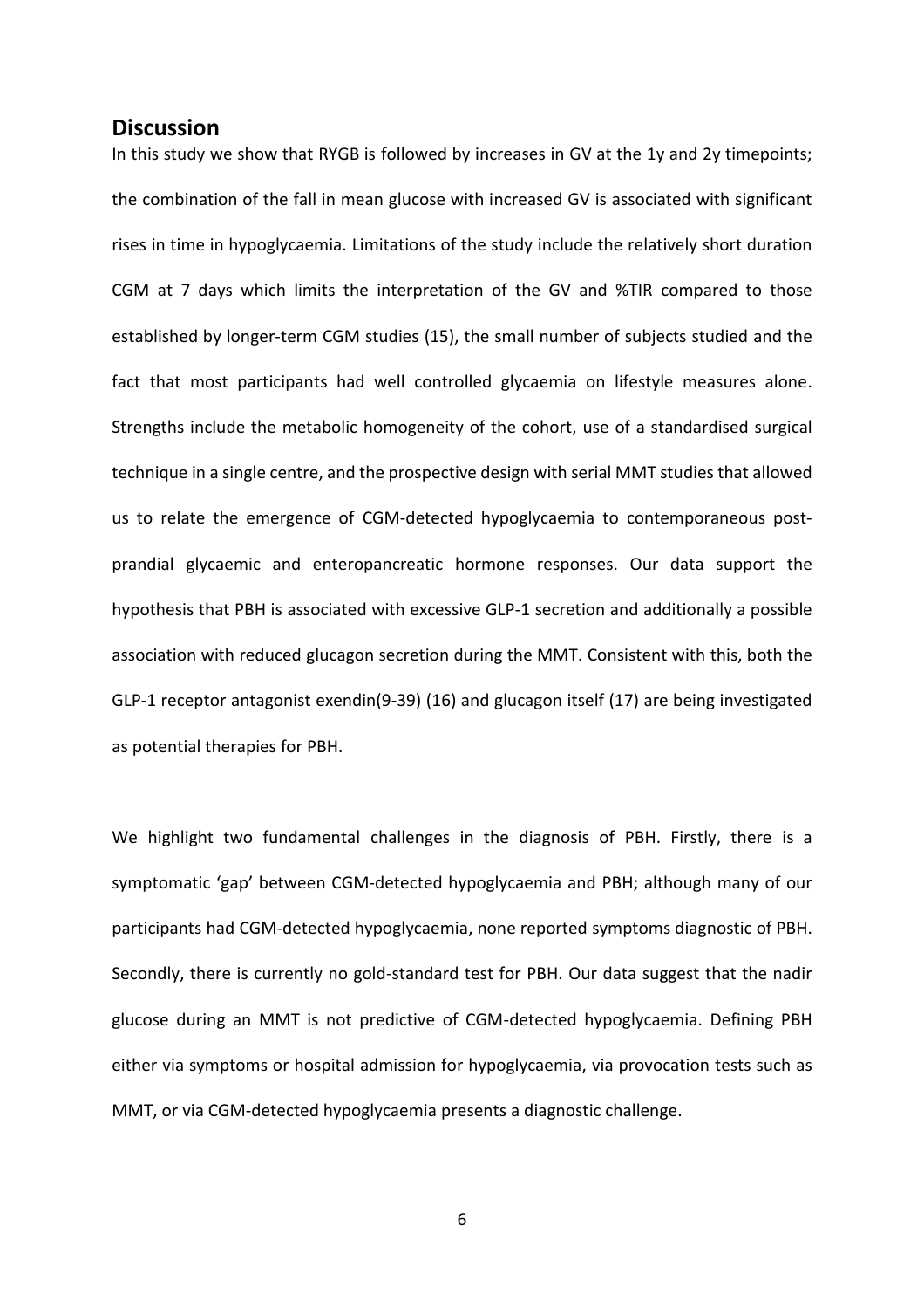## Discussion

In this study we show that RYGB is followed by increases in GV at the 1y and 2y timepoints; the combination of the fall in mean glucose with increased GV is associated with significant rises in time in hypoglycaemia. Limitations of the study include the relatively short duration CGM at 7 days which limits the interpretation of the GV and %TIR compared to those established by longer-term CGM studies (15), the small number of subjects studied and the fact that most participants had well controlled glycaemia on lifestyle measures alone. Strengths include the metabolic homogeneity of the cohort, use of a standardised surgical technique in a single centre, and the prospective design with serial MMT studies that allowed us to relate the emergence of CGM-detected hypoglycaemia to contemporaneous post-prandial glycaemic and enteropancreatic hormone responses. Our data support the hypothesis that PBH is associated with excessive GLP-1 secretion and additionally a possible association with reduced glucagon secretion during the MMT. Consistent with this, both the GLP-1 receptor antagonist exendin(9-39) (16) and glucagon itself (17) are being investigated as potential therapies for PBH.

We highlight two fundamental challenges in the diagnosis of PBH. Firstly, there is a symptomatic 'gap' between CGM-detected hypoglycaemia and PBH; although many of our participants had CGM-detected hypoglycaemia, none reported symptoms diagnostic of PBH. Secondly, there is currently no gold-standard test for PBH. Our data suggest that the nadir glucose during an MMT is not predictive of CGM-detected hypoglycaemia. Defining PBH either via symptoms or hospital admission for hypoglycaemia, via provocation tests such as MMT, or via CGM-detected hypoglycaemia presents a diagnostic challenge.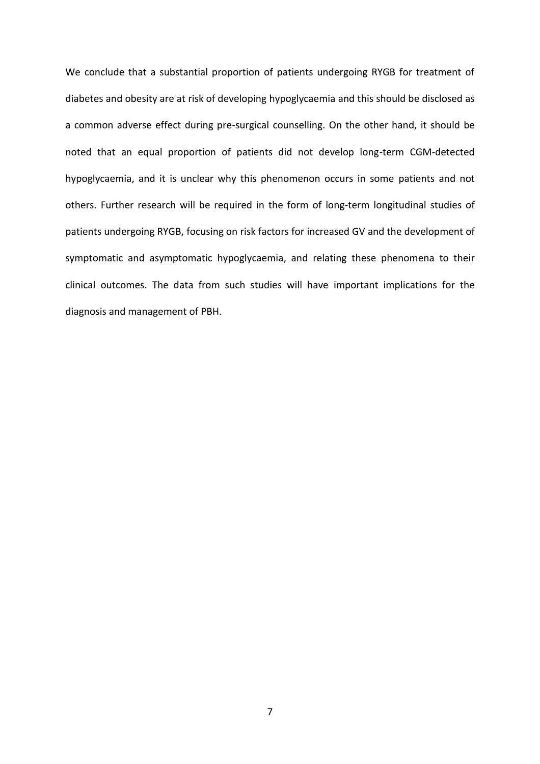We conclude that a substantial proportion of patients undergoing RYGB for treatment of diabetes and obesity are at risk of developing hypoglycaemia and this should be disclosed as a common adverse effect during pre-surgical counselling. On the other hand, it should be noted that an equal proportion of patients did not develop long-term CGM-detected hypoglycaemia, and it is unclear why this phenomenon occurs in some patients and not others. Further research will be required in the form of long-term longitudinal studies of patients undergoing RYGB, focusing on risk factors for increased GV and the development of symptomatic and asymptomatic hypoglycaemia, and relating these phenomena to their clinical outcomes. The data from such studies will have important implications for the diagnosis and management of PBH.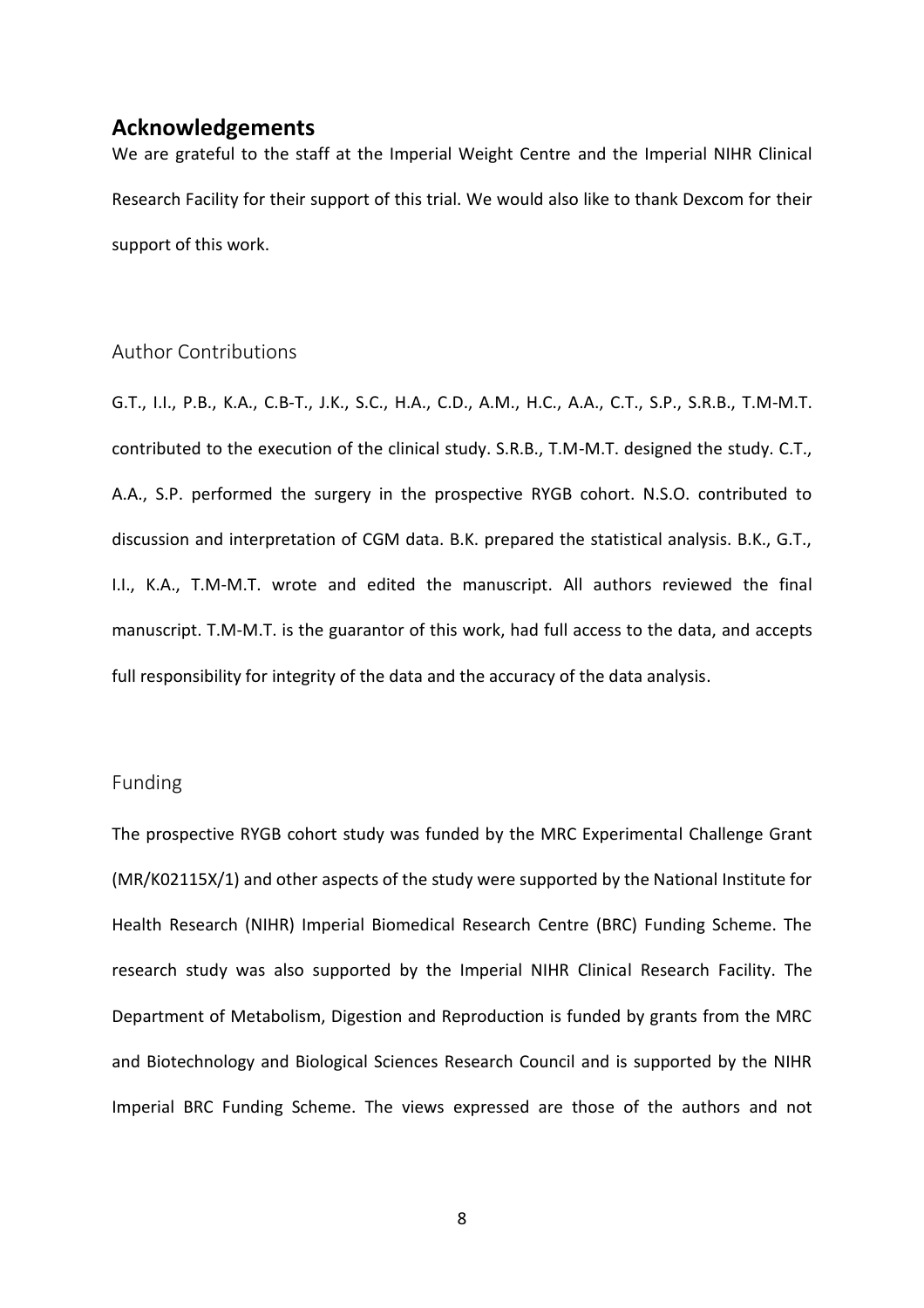## Acknowledgements

We are grateful to the staff at the Imperial Weight Centre and the Imperial NIHR Clinical Research Facility for their support of this trial. We would also like to thank Dexcom for their support of this work.

### Author Contributions

G.T., I.I., P.B., K.A., C.B-T., J.K., S.C., H.A., C.D., A.M., H.C., A.A., C.T., S.P., S.R.B., T.M-M.T. contributed to the execution of the clinical study. S.R.B., T.M-M.T. designed the study. C.T., A.A., S.P. performed the surgery in the prospective RYGB cohort. N.S.O. contributed to discussion and interpretation of CGM data. B.K. prepared the statistical analysis. B.K., G.T., I.I., K.A., T.M-M.T. wrote and edited the manuscript. All authors reviewed the final manuscript. T.M-M.T. is the guarantor of this work, had full access to the data, and accepts full responsibility for integrity of the data and the accuracy of the data analysis.

### Funding

The prospective RYGB cohort study was funded by the MRC Experimental Challenge Grant (MR/K02115X/1) and other aspects of the study were supported by the National Institute for Health Research (NIHR) Imperial Biomedical Research Centre (BRC) Funding Scheme. The research study was also supported by the Imperial NIHR Clinical Research Facility. The Department of Metabolism, Digestion and Reproduction is funded by grants from the MRC and Biotechnology and Biological Sciences Research Council and is supported by the NIHR Imperial BRC Funding Scheme. The views expressed are those of the authors and not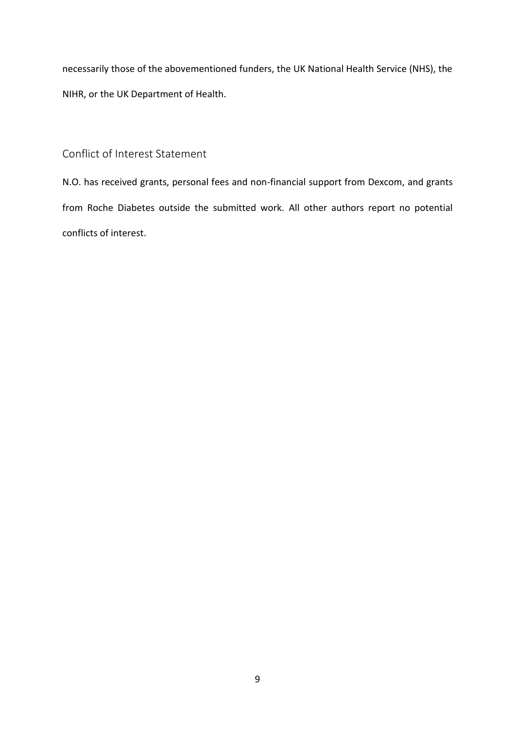necessarily those of the abovementioned funders, the UK National Health Service (NHS), the NIHR, or the UK Department of Health.

## Conflict of Interest Statement

N.O. has received grants, personal fees and non-financial support from Dexcom, and grants from Roche Diabetes outside the submitted work. All other authors report no potential conflicts of interest.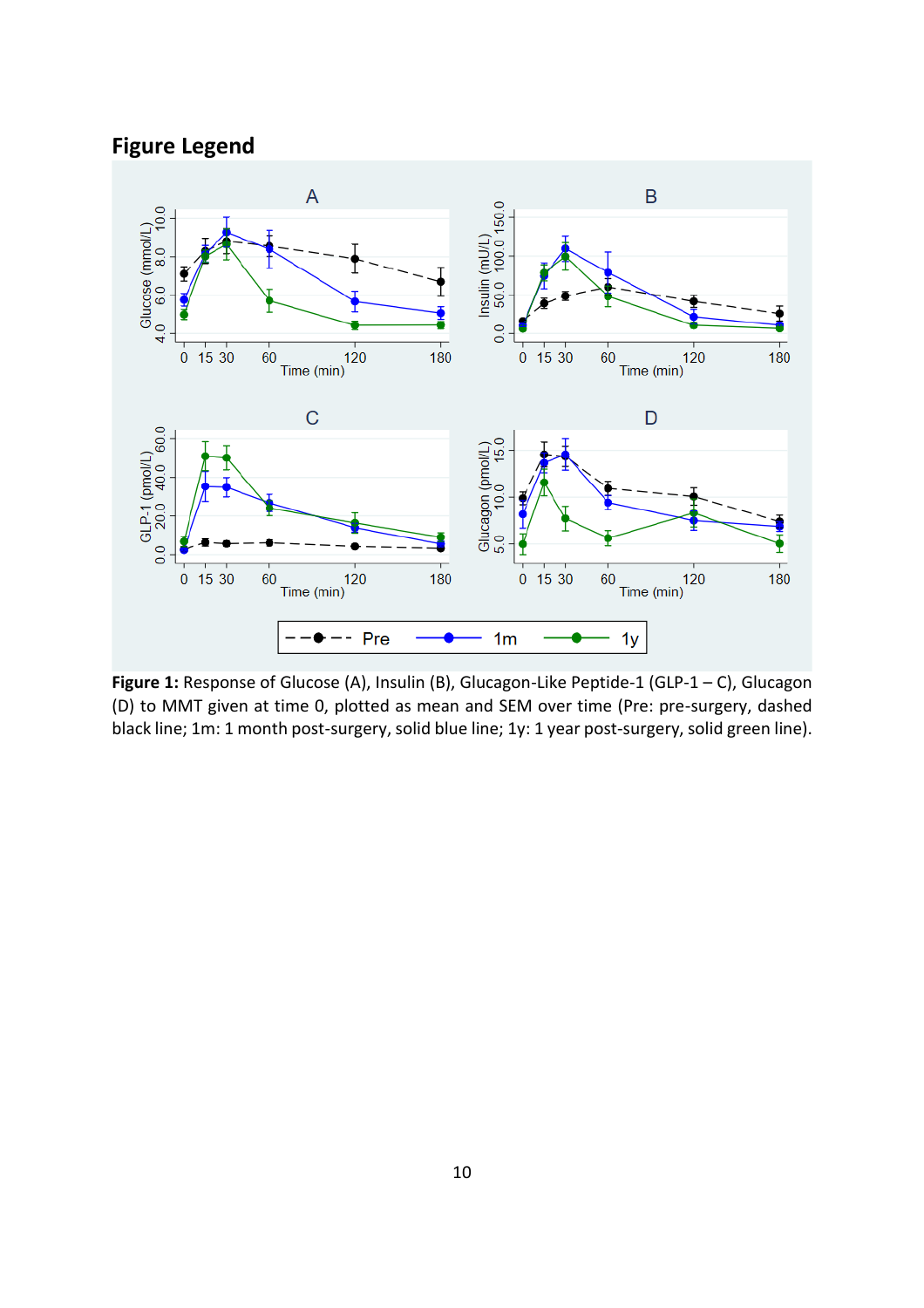## Figure Legend

**Figure 1:** Response of Glucose (A), Insulin (B), Glucagon-Like Peptide-1 (GLP-1 – C), Glucagon (D) to MMT given at time 0, plotted as mean and SEM over time (Pre: pre-surgery, dashed black line; 1m: 1 month post-surgery, solid blue line; 1y: 1 year post-surgery, solid green line).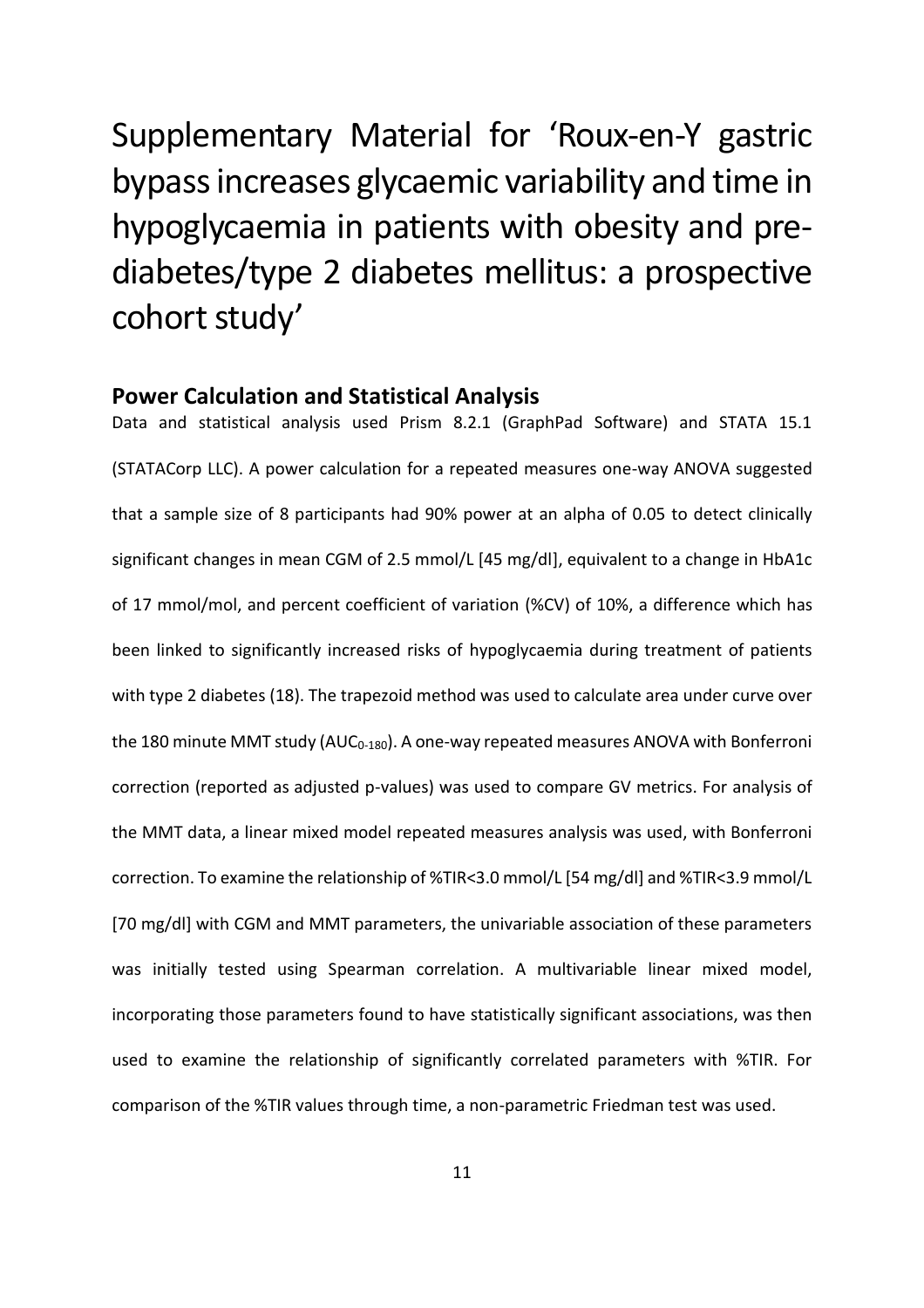# Supplementary Material for 'Roux-en-Y gastric bypass increases glycaemic variability and time in hypoglycaemia in patients with obesity and pre-diabetes/type 2 diabetes mellitus: a prospective cohort study'

## Power Calculation and Statistical Analysis

Data and statistical analysis used Prism 8.2.1 (GraphPad Software) and STATA 15.1 (STATACorp LLC). A power calculation for a repeated measures one-way ANOVA suggested that a sample size of 8 participants had 90% power at an alpha of 0.05 to detect clinically significant changes in mean CGM of 2.5 mmol/L [45 mg/dl], equivalent to a change in HbA1c of 17 mmol/mol, and percent coefficient of variation (%CV) of 10%, a difference which has been linked to significantly increased risks of hypoglycaemia during treatment of patients with type 2 diabetes (18). The trapezoid method was used to calculate area under curve over the 180 minute MMT study ($AUC_{0-180}$). A one-way repeated measures ANOVA with Bonferroni correction (reported as adjusted p-values) was used to compare GV metrics. For analysis of the MMT data, a linear mixed model repeated measures analysis was used, with Bonferroni correction. To examine the relationship of %TIR<3.0 mmol/L [54 mg/dl] and %TIR<3.9 mmol/L [70 mg/dl] with CGM and MMT parameters, the univariable association of these parameters was initially tested using Spearman correlation. A multivariable linear mixed model, incorporating those parameters found to have statistically significant associations, was then used to examine the relationship of significantly correlated parameters with %TIR. For comparison of the %TIR values through time, a non-parametric Friedman test was used.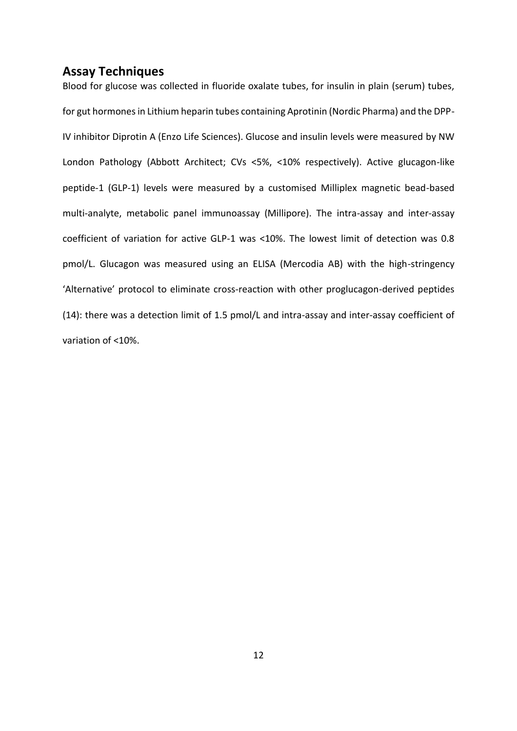## Assay Techniques

Blood for glucose was collected in fluoride oxalate tubes, for insulin in plain (serum) tubes, for gut hormones in Lithium heparin tubes containing Aprotinin (Nordic Pharma) and the DPP-IV inhibitor Diprotin A (Enzo Life Sciences). Glucose and insulin levels were measured by NW London Pathology (Abbott Architect; CVs <5%, <10% respectively). Active glucagon-like peptide-1 (GLP-1) levels were measured by a customised Milliplex magnetic bead-based multi-analyte, metabolic panel immunoassay (Millipore). The intra-assay and inter-assay coefficient of variation for active GLP-1 was <10%. The lowest limit of detection was 0.8 pmol/L. Glucagon was measured using an ELISA (Mercodia AB) with the high-stringency 'Alternative' protocol to eliminate cross-reaction with other proglucagon-derived peptides (14): there was a detection limit of 1.5 pmol/L and intra-assay and inter-assay coefficient of variation of <10%.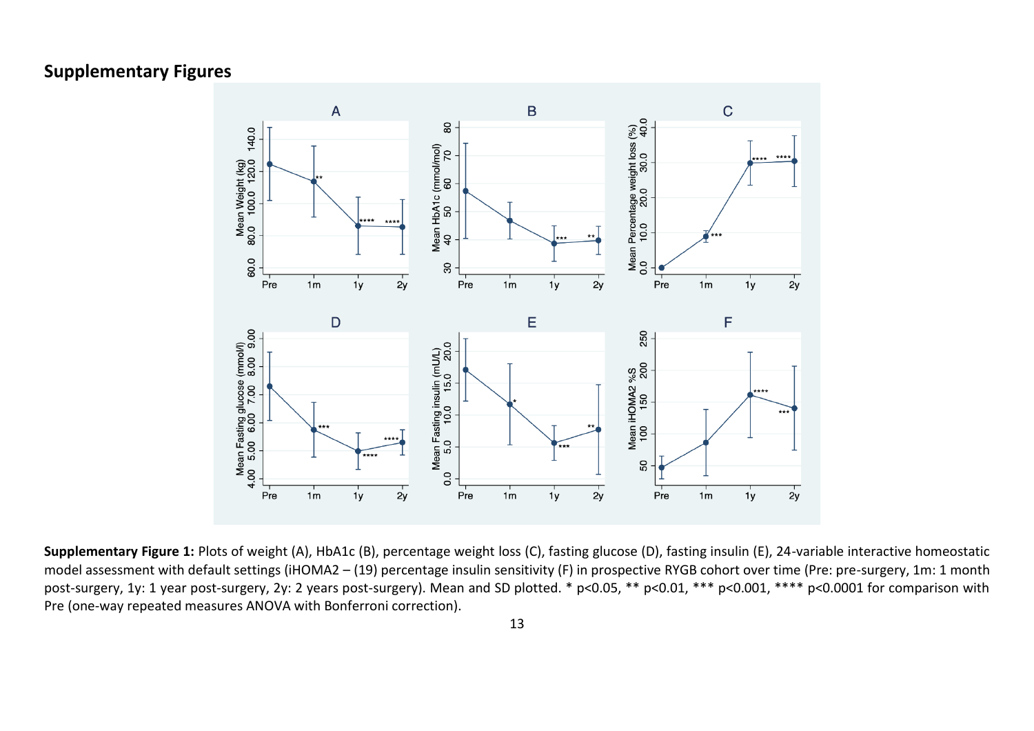## Supplementary Figures

**Supplementary Figure 1:** Plots of weight (A), HbA1c (B), percentage weight loss (C), fasting glucose (D), fasting insulin (E), 24-variable interactive homeostatic model assessment with default settings (iHOMA2 – (19) percentage insulin sensitivity (F) in prospective RYGB cohort over time (Pre: pre-surgery, 1m: 1 month post-surgery, 1y: 1 year post-surgery, 2y: 2 years post-surgery). Mean and SD plotted. * p<0.05, ** p<0.01, *** p<0.001, **** p<0.0001 for comparison with Pre (one-way repeated measures ANOVA with Bonferroni correction).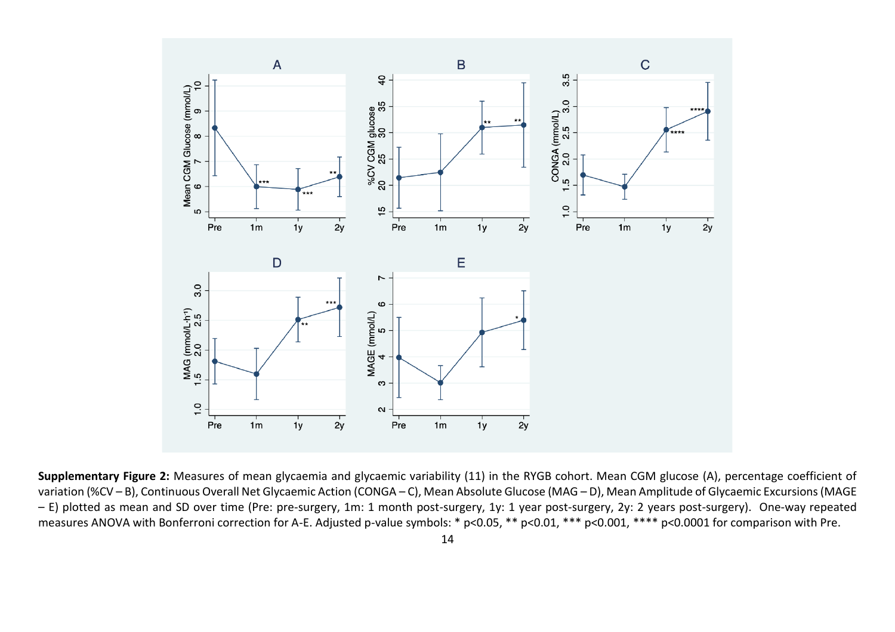**Supplementary Figure 2:** Measures of mean glycaemia and glycaemic variability (11) in the RYGB cohort. Mean CGM glucose (A), percentage coefficient of variation (%CV – B), Continuous Overall Net Glycaemic Action (CONGA – C), Mean Absolute Glucose (MAG – D), Mean Amplitude of Glycaemic Excursions (MAGE – E) plotted as mean and SD over time (Pre: pre-surgery, 1m: 1 month post-surgery, 1y: 1 year post-surgery, 2y: 2 years post-surgery). One-way repeated measures ANOVA with Bonferroni correction for A-E. Adjusted p-value symbols: * $p<0.05$, ** $p<0.01$, *** $p<0.001$, **** $p<0.0001$ for comparison with Pre.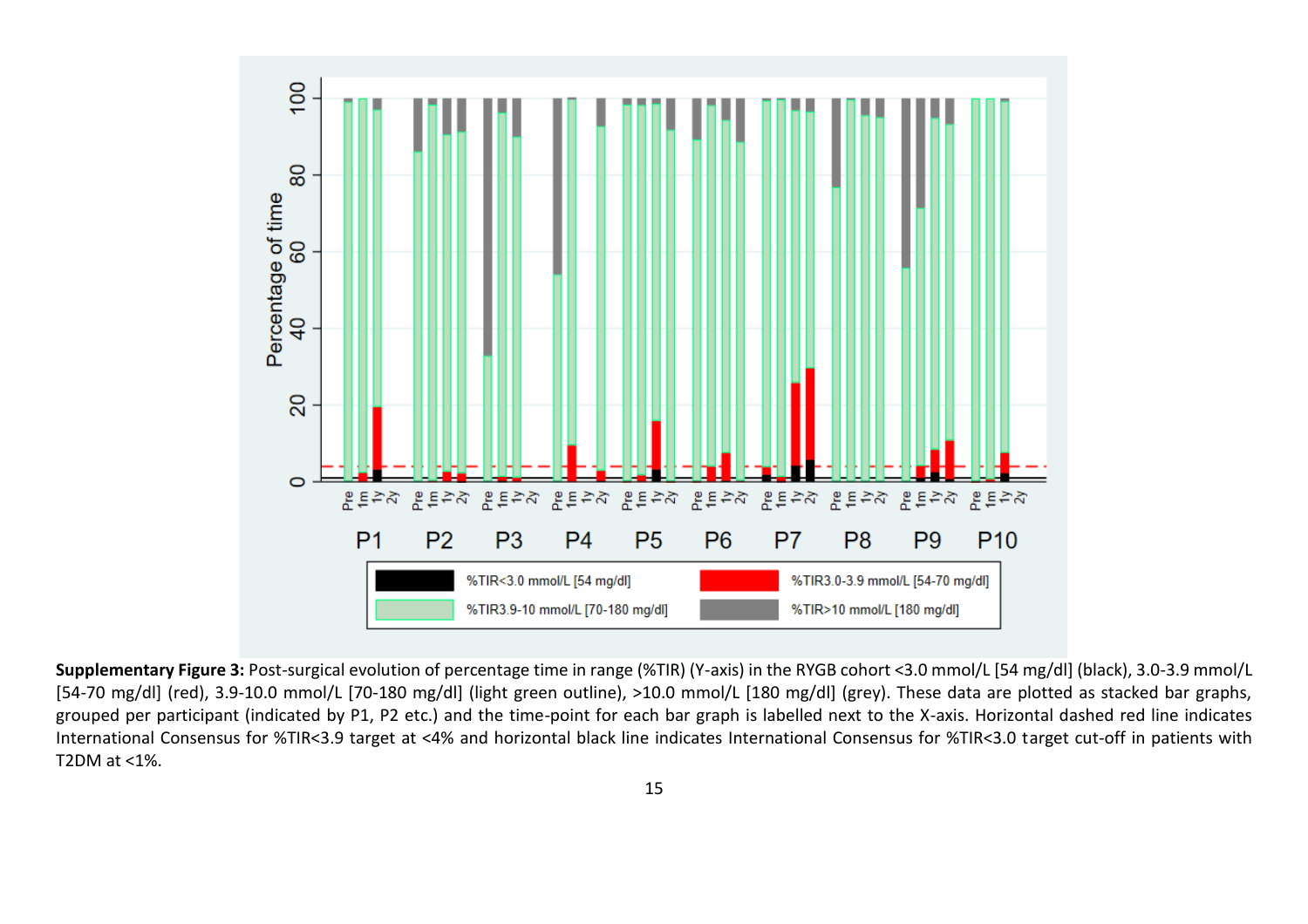**Supplementary Figure 3:** Post-surgical evolution of percentage time in range (%TIR) (Y-axis) in the RYGB cohort <3.0 mmol/L [54 mg/dl] (black), 3.0-3.9 mmol/L [54-70 mg/dl] (red), 3.9-10.0 mmol/L [70-180 mg/dl] (light green outline), >10.0 mmol/L [180 mg/dl] (grey). These data are plotted as stacked bar graphs, grouped per participant (indicated by P1, P2 etc.) and the time-point for each bar graph is labelled next to the X-axis. Horizontal dashed red line indicates International Consensus for %TIR<3.9 target at <4% and horizontal black line indicates International Consensus for %TIR<3.0 target cut-off in patients with T2DM at <1%.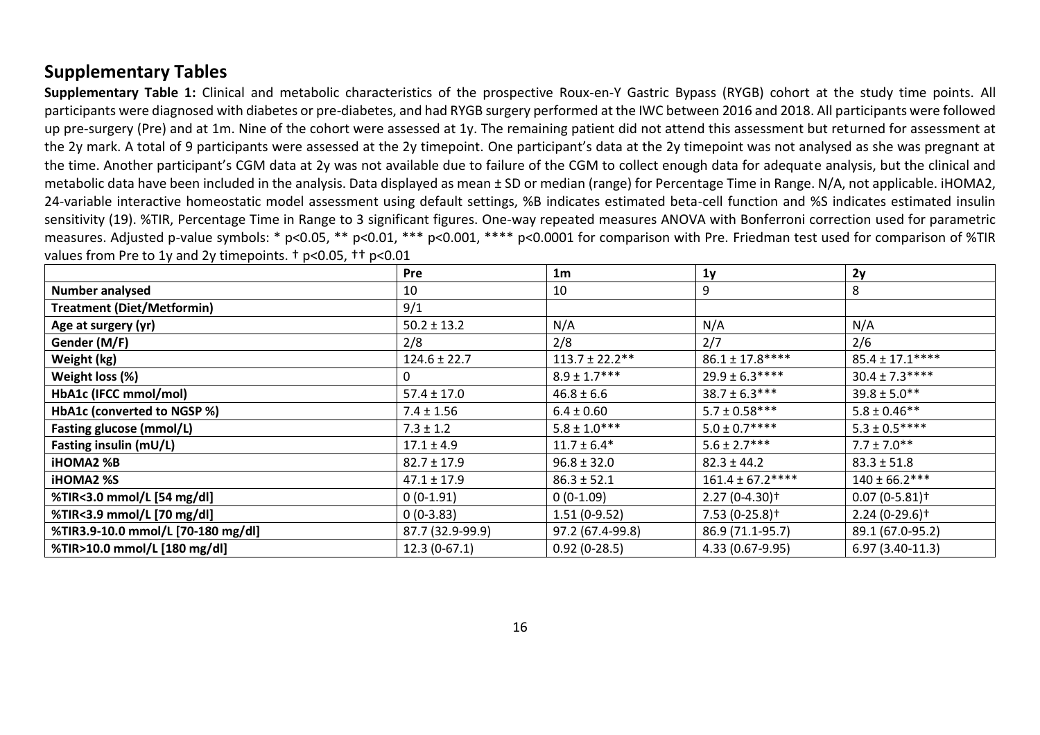## Supplementary Tables

**Supplementary Table 1:** Clinical and metabolic characteristics of the prospective Roux-en-Y Gastric Bypass (RYGB) cohort at the study time points. All participants were diagnosed with diabetes or pre-diabetes, and had RYGB surgery performed at the IWC between 2016 and 2018. All participants were followed up pre-surgery (Pre) and at 1m. Nine of the cohort were assessed at 1y. The remaining patient did not attend this assessment but returned for assessment at the 2y mark. A total of 9 participants were assessed at the 2y timepoint. One participant's data at the 2y timepoint was not analysed as she was pregnant at the time. Another participant's CGM data at 2y was not available due to failure of the CGM to collect enough data for adequate analysis, but the clinical and metabolic data have been included in the analysis. Data displayed as mean ± SD or median (range) for Percentage Time in Range. N/A, not applicable. iHOMA2, 24-variable interactive homeostatic model assessment using default settings, %B indicates estimated beta-cell function and %S indicates estimated insulin sensitivity (19). %TIR, Percentage Time in Range to 3 significant figures. One-way repeated measures ANOVA with Bonferroni correction used for parametric measures. Adjusted p-value symbols: * $p<0.05$, ** $p<0.01$, *** $p<0.001$, **** $p<0.0001$ for comparison with Pre. Friedman test used for comparison of %TIR values from Pre to 1y and 2y timepoints. † $p<0.05$, †† $p<0.01$

| | Pre | 1m | 1y | 2y |
|---|---|---|---|---|
| **Number analysed** | 10 | 10 | 9 | 8 |
| **Treatment (Diet/Metformin)** | 9/1 | | | |
| **Age at surgery (yr)** | 50.2 ± 13.2 | N/A | N/A | N/A |
| **Gender (M/F)** | 2/8 | 2/8 | 2/7 | 2/6 |
| **Weight (kg)** | 124.6 ± 22.7 | 113.7 ± 22.2** | 86.1 ± 17.8**** | 85.4 ± 17.1**** |
| **Weight loss (%)** | 0 | 8.9 ± 1.7*** | 29.9 ± 6.3**** | 30.4 ± 7.3**** |
| **HbA1c (IFCC mmol/mol)** | 57.4 ± 17.0 | 46.8 ± 6.6 | 38.7 ± 6.3*** | 39.8 ± 5.0** |
| **HbA1c (converted to NGSP %)** | 7.4 ± 1.56 | 6.4 ± 0.60 | 5.7 ± 0.58*** | 5.8 ± 0.46** |
| **Fasting glucose (mmol/L)** | 7.3 ± 1.2 | 5.8 ± 1.0*** | 5.0 ± 0.7**** | 5.3 ± 0.5**** |
| **Fasting insulin (mU/L)** | 17.1 ± 4.9 | 11.7 ± 6.4* | 5.6 ± 2.7*** | 7.7 ± 7.0** |
| **iHOMA2 %B** | 82.7 ± 17.9 | 96.8 ± 32.0 | 82.3 ± 44.2 | 83.3 ± 51.8 |
| **iHOMA2 %S** | 47.1 ± 17.9 | 86.3 ± 52.1 | 161.4 ± 67.2**** | 140 ± 66.2*** |
| **%TIR<3.0 mmol/L [54 mg/dl]** | 0 (0-1.91) | 0 (0-1.09) | 2.27 (0-4.30)† | 0.07 (0-5.81)† |
| **%TIR<3.9 mmol/L [70 mg/dl]** | 0 (0-3.83) | 1.51 (0-9.52) | 7.53 (0-25.8)† | 2.24 (0-29.6)† |
| **%TIR3.9-10.0 mmol/L [70-180 mg/dl]** | 87.7 (32.9-99.9) | 97.2 (67.4-99.8) | 86.9 (71.1-95.7) | 89.1 (67.0-95.2) |
| **%TIR>10.0 mmol/L [180 mg/dl]** | 12.3 (0-67.1) | 0.92 (0-28.5) | 4.33 (0.67-9.95) | 6.97 (3.40-11.3) |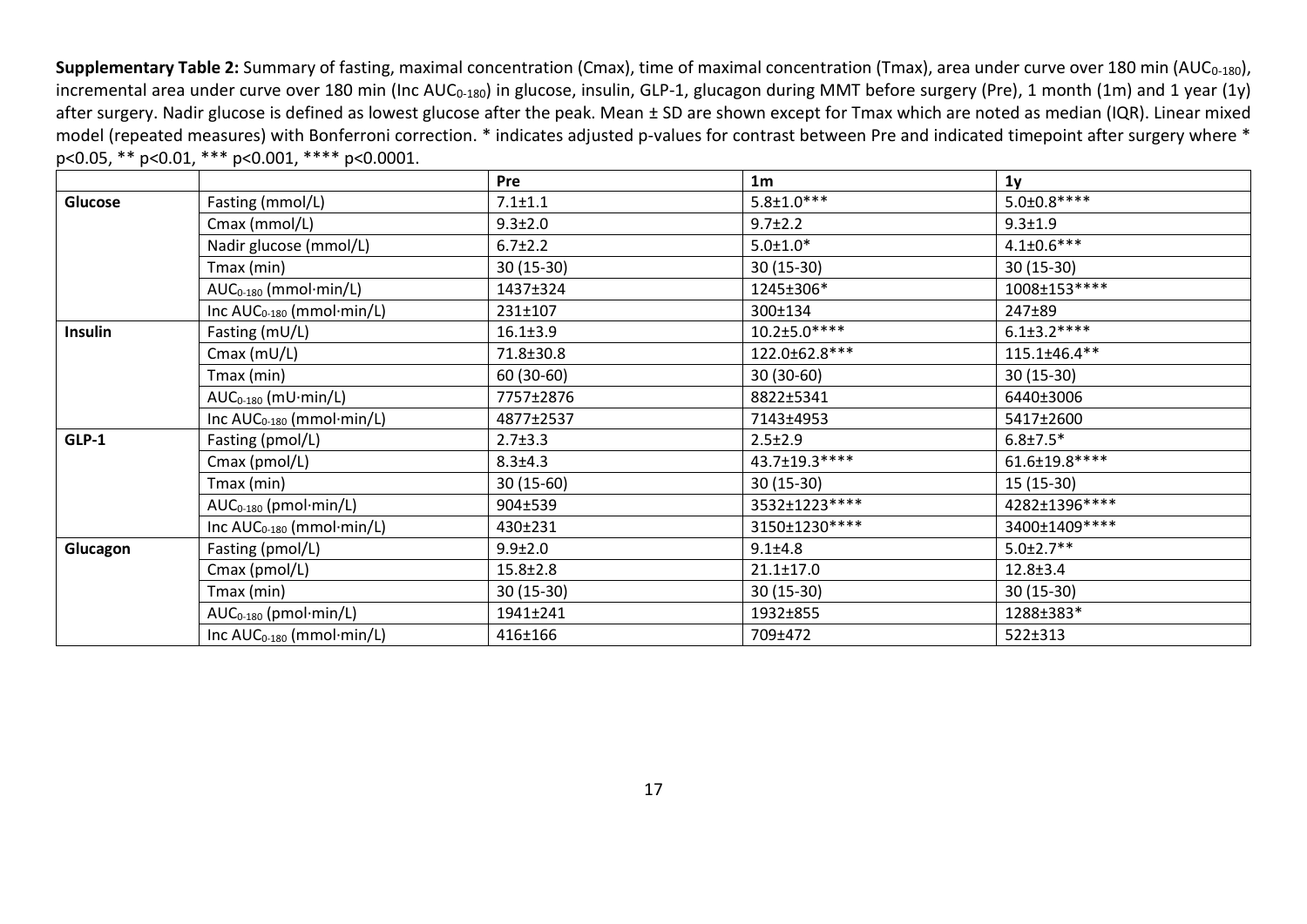**Supplementary Table 2:** Summary of fasting, maximal concentration (Cmax), time of maximal concentration (Tmax), area under curve over 180 min ($AUC_{0-180}$), incremental area under curve over 180 min (Inc $AUC_{0-180}$) in glucose, insulin, GLP-1, glucagon during MMT before surgery (Pre), 1 month (1m) and 1 year (1y) after surgery. Nadir glucose is defined as lowest glucose after the peak. Mean ± SD are shown except for Tmax which are noted as median (IQR). Linear mixed model (repeated measures) with Bonferroni correction. * indicates adjusted p-values for contrast between Pre and indicated timepoint after surgery where * p<0.05, ** p<0.01, *** p<0.001, **** p<0.0001.

| | | Pre | 1m | 1y |
|---|---|---|---|---|
| **Glucose** | Fasting (mmol/L) | 7.1±1.1 | 5.8±1.0*** | 5.0±0.8**** |
| | Cmax (mmol/L) | 9.3±2.0 | 9.7±2.2 | 9.3±1.9 |
| | Nadir glucose (mmol/L) | 6.7±2.2 | 5.0±1.0* | 4.1±0.6*** |
| | Tmax (min) | 30 (15-30) | 30 (15-30) | 30 (15-30) |
| | $AUC_{0-180}$ (mmol·min/L) | 1437±324 | 1245±306* | 1008±153**** |
| | Inc $AUC_{0-180}$ (mmol·min/L) | 231±107 | 300±134 | 247±89 |
| **Insulin** | Fasting (mU/L) | 16.1±3.9 | 10.2±5.0**** | 6.1±3.2**** |
| | Cmax (mU/L) | 71.8±30.8 | 122.0±62.8*** | 115.1±46.4** |
| | Tmax (min) | 60 (30-60) | 30 (30-60) | 30 (15-30) |
| | $AUC_{0-180}$ (mU·min/L) | 7757±2876 | 8822±5341 | 6440±3006 |
| | Inc $AUC_{0-180}$ (mmol·min/L) | 4877±2537 | 7143±4953 | 5417±2600 |
| **GLP-1** | Fasting (pmol/L) | 2.7±3.3 | 2.5±2.9 | 6.8±7.5* |
| | Cmax (pmol/L) | 8.3±4.3 | 43.7±19.3**** | 61.6±19.8**** |
| | Tmax (min) | 30 (15-60) | 30 (15-30) | 15 (15-30) |
| | $AUC_{0-180}$ (pmol·min/L) | 904±539 | 3532±1223**** | 4282±1396**** |
| | Inc $AUC_{0-180}$ (mmol·min/L) | 430±231 | 3150±1230**** | 3400±1409**** |
| **Glucagon** | Fasting (pmol/L) | 9.9±2.0 | 9.1±4.8 | 5.0±2.7** |
| | Cmax (pmol/L) | 15.8±2.8 | 21.1±17.0 | 12.8±3.4 |
| | Tmax (min) | 30 (15-30) | 30 (15-30) | 30 (15-30) |
| | $AUC_{0-180}$ (pmol·min/L) | 1941±241 | 1932±855 | 1288±383* |
| | Inc $AUC_{0-180}$ (mmol·min/L) | 416±166 | 709±472 | 522±313 |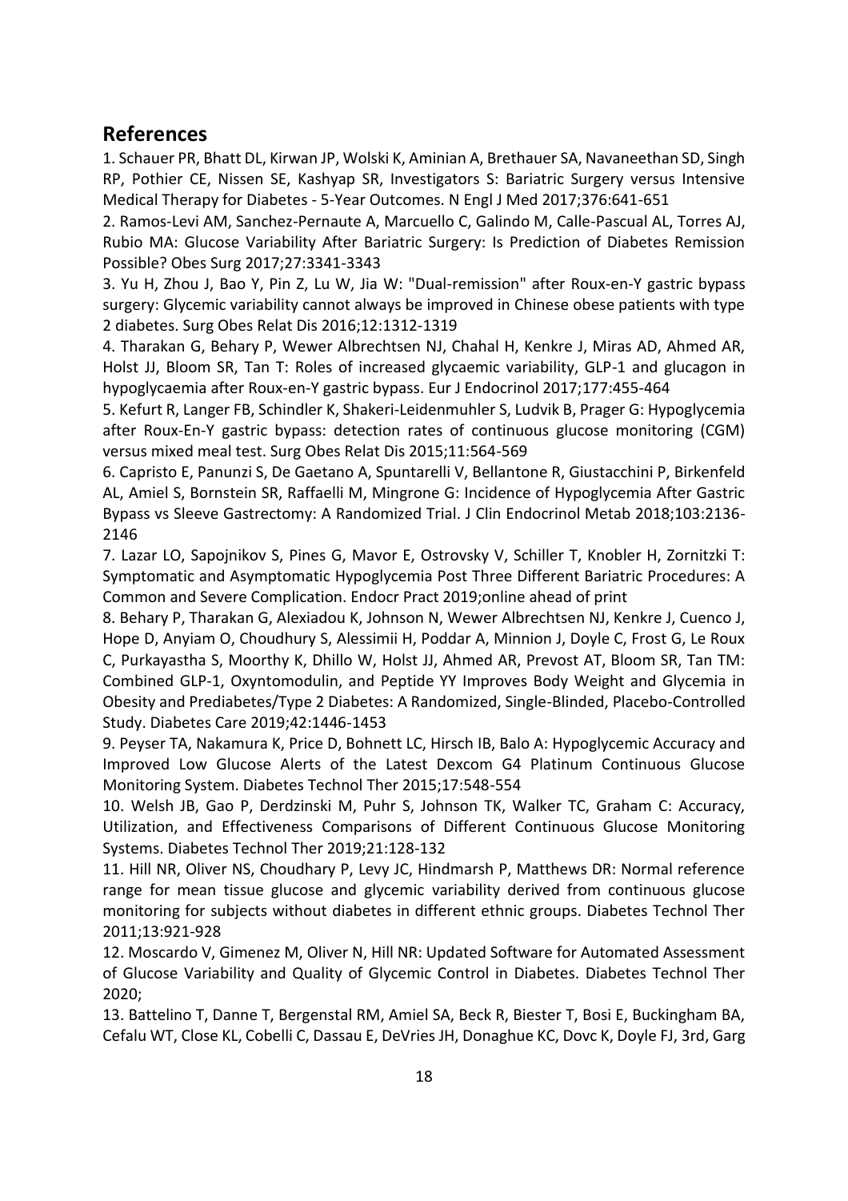## References

1. Schauer PR, Bhatt DL, Kirwan JP, Wolski K, Aminian A, Brethauer SA, Navaneethan SD, Singh RP, Pothier CE, Nissen SE, Kashyap SR, Investigators S: Bariatric Surgery versus Intensive Medical Therapy for Diabetes - 5-Year Outcomes. N Engl J Med 2017;376:641-651

2. Ramos-Levi AM, Sanchez-Pernaute A, Marcuello C, Galindo M, Calle-Pascual AL, Torres AJ, Rubio MA: Glucose Variability After Bariatric Surgery: Is Prediction of Diabetes Remission Possible? Obes Surg 2017;27:3341-3343

3. Yu H, Zhou J, Bao Y, Pin Z, Lu W, Jia W: "Dual-remission" after Roux-en-Y gastric bypass surgery: Glycemic variability cannot always be improved in Chinese obese patients with type 2 diabetes. Surg Obes Relat Dis 2016;12:1312-1319

4. Tharakan G, Behary P, Wewer Albrechtsen NJ, Chahal H, Kenkre J, Miras AD, Ahmed AR, Holst JJ, Bloom SR, Tan T: Roles of increased glycaemic variability, GLP-1 and glucagon in hypoglycaemia after Roux-en-Y gastric bypass. Eur J Endocrinol 2017;177:455-464

5. Kefurt R, Langer FB, Schindler K, Shakeri-Leidenmuhler S, Ludvik B, Prager G: Hypoglycemia after Roux-En-Y gastric bypass: detection rates of continuous glucose monitoring (CGM) versus mixed meal test. Surg Obes Relat Dis 2015;11:564-569

6. Capristo E, Panunzi S, De Gaetano A, Spuntarelli V, Bellantone R, Giustacchini P, Birkenfeld AL, Amiel S, Bornstein SR, Raffaelli M, Mingrone G: Incidence of Hypoglycemia After Gastric Bypass vs Sleeve Gastrectomy: A Randomized Trial. J Clin Endocrinol Metab 2018;103:2136-2146

7. Lazar LO, Sapojnikov S, Pines G, Mavor E, Ostrovsky V, Schiller T, Knobler H, Zornitzki T: Symptomatic and Asymptomatic Hypoglycemia Post Three Different Bariatric Procedures: A Common and Severe Complication. Endocr Pract 2019;online ahead of print

8. Behary P, Tharakan G, Alexiadou K, Johnson N, Wewer Albrechtsen NJ, Kenkre J, Cuenco J, Hope D, Anyiam O, Choudhury S, Alessimii H, Poddar A, Minnion J, Doyle C, Frost G, Le Roux C, Purkayastha S, Moorthy K, Dhillo W, Holst JJ, Ahmed AR, Prevost AT, Bloom SR, Tan TM: Combined GLP-1, Oxyntomodulin, and Peptide YY Improves Body Weight and Glycemia in Obesity and Prediabetes/Type 2 Diabetes: A Randomized, Single-Blinded, Placebo-Controlled Study. Diabetes Care 2019;42:1446-1453

9. Peyser TA, Nakamura K, Price D, Bohnett LC, Hirsch IB, Balo A: Hypoglycemic Accuracy and Improved Low Glucose Alerts of the Latest Dexcom G4 Platinum Continuous Glucose Monitoring System. Diabetes Technol Ther 2015;17:548-554

10. Welsh JB, Gao P, Derdzinski M, Puhr S, Johnson TK, Walker TC, Graham C: Accuracy, Utilization, and Effectiveness Comparisons of Different Continuous Glucose Monitoring Systems. Diabetes Technol Ther 2019;21:128-132

11. Hill NR, Oliver NS, Choudhary P, Levy JC, Hindmarsh P, Matthews DR: Normal reference range for mean tissue glucose and glycemic variability derived from continuous glucose monitoring for subjects without diabetes in different ethnic groups. Diabetes Technol Ther 2011;13:921-928

12. Moscardo V, Gimenez M, Oliver N, Hill NR: Updated Software for Automated Assessment of Glucose Variability and Quality of Glycemic Control in Diabetes. Diabetes Technol Ther 2020;

13. Battelino T, Danne T, Bergenstal RM, Amiel SA, Beck R, Biester T, Bosi E, Buckingham BA, Cefalu WT, Close KL, Cobelli C, Dassau E, DeVries JH, Donaghue KC, Dovc K, Doyle FJ, 3rd, Garg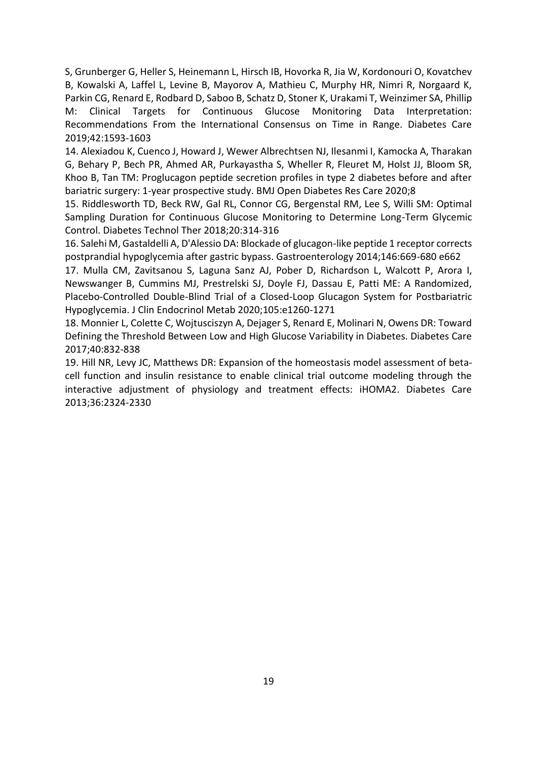S, Grunberger G, Heller S, Heinemann L, Hirsch IB, Hovorka R, Jia W, Kordonouri O, Kovatchev B, Kowalski A, Laffel L, Levine B, Mayorov A, Mathieu C, Murphy HR, Nimri R, Norgaard K, Parkin CG, Renard E, Rodbard D, Saboo B, Schatz D, Stoner K, Urakami T, Weinzimer SA, Phillip M: Clinical Targets for Continuous Glucose Monitoring Data Interpretation: Recommendations From the International Consensus on Time in Range. Diabetes Care 2019;42:1593-1603

14. Alexiadou K, Cuenco J, Howard J, Wewer Albrechtsen NJ, Ilesanmi I, Kamocka A, Tharakan G, Behary P, Bech PR, Ahmed AR, Purkayastha S, Wheller R, Fleuret M, Holst JJ, Bloom SR, Khoo B, Tan TM: Proglucagon peptide secretion profiles in type 2 diabetes before and after bariatric surgery: 1-year prospective study. BMJ Open Diabetes Res Care 2020;8

15. Riddlesworth TD, Beck RW, Gal RL, Connor CG, Bergenstal RM, Lee S, Willi SM: Optimal Sampling Duration for Continuous Glucose Monitoring to Determine Long-Term Glycemic Control. Diabetes Technol Ther 2018;20:314-316

16. Salehi M, Gastaldelli A, D'Alessio DA: Blockade of glucagon-like peptide 1 receptor corrects postprandial hypoglycemia after gastric bypass. Gastroenterology 2014;146:669-680 e662

17. Mulla CM, Zavitsanou S, Laguna Sanz AJ, Pober D, Richardson L, Walcott P, Arora I, Newswanger B, Cummins MJ, Prestrelski SJ, Doyle FJ, Dassau E, Patti ME: A Randomized, Placebo-Controlled Double-Blind Trial of a Closed-Loop Glucagon System for Postbariatric Hypoglycemia. J Clin Endocrinol Metab 2020;105:e1260-1271

18. Monnier L, Colette C, Wojtusciszyn A, Dejager S, Renard E, Molinari N, Owens DR: Toward Defining the Threshold Between Low and High Glucose Variability in Diabetes. Diabetes Care 2017;40:832-838

19. Hill NR, Levy JC, Matthews DR: Expansion of the homeostasis model assessment of beta-cell function and insulin resistance to enable clinical trial outcome modeling through the interactive adjustment of physiology and treatment effects: iHOMA2. Diabetes Care 2013;36:2324-2330